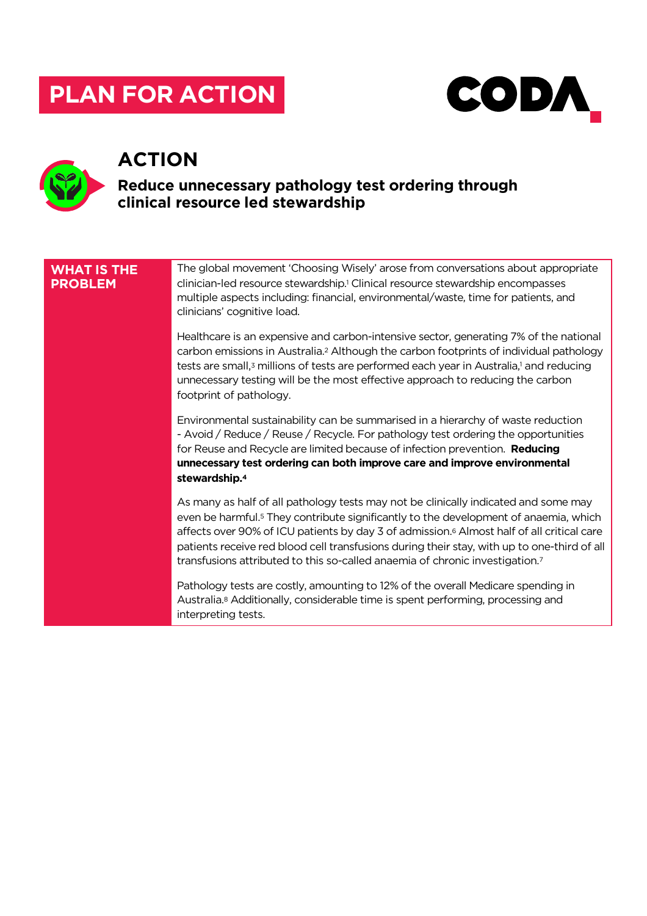# PLAN FOR ACTION

CODA

## ACTION

### Reduce unnecessary pathology test ordering through clinical resource led stewardship

| WHAT IS THE PROBLEM | |
|---|---|
| | The global movement 'Choosing Wisely' arose from conversations about appropriate clinician-led resource stewardship.[1] Clinical resource stewardship encompasses multiple aspects including: financial, environmental/waste, time for patients, and clinicians' cognitive load.<br><br>Healthcare is an expensive and carbon-intensive sector, generating 7% of the national carbon emissions in Australia.[2] Although the carbon footprints of individual pathology tests are small,[3] millions of tests are performed each year in Australia,[1] and reducing unnecessary testing will be the most effective approach to reducing the carbon footprint of pathology.<br><br>Environmental sustainability can be summarised in a hierarchy of waste reduction - Avoid / Reduce / Reuse / Recycle. For pathology test ordering the opportunities for Reuse and Recycle are limited because of infection prevention. **Reducing unnecessary test ordering can both improve care and improve environmental stewardship.[4]**<br><br>As many as half of all pathology tests may not be clinically indicated and some may even be harmful.[5] They contribute significantly to the development of anaemia, which affects over 90% of ICU patients by day 3 of admission.[6] Almost half of all critical care patients receive red blood cell transfusions during their stay, with up to one-third of all transfusions attributed to this so-called anaemia of chronic investigation.[7]<br><br>Pathology tests are costly, amounting to 12% of the overall Medicare spending in Australia.[8] Additionally, considerable time is spent performing, processing and interpreting tests. |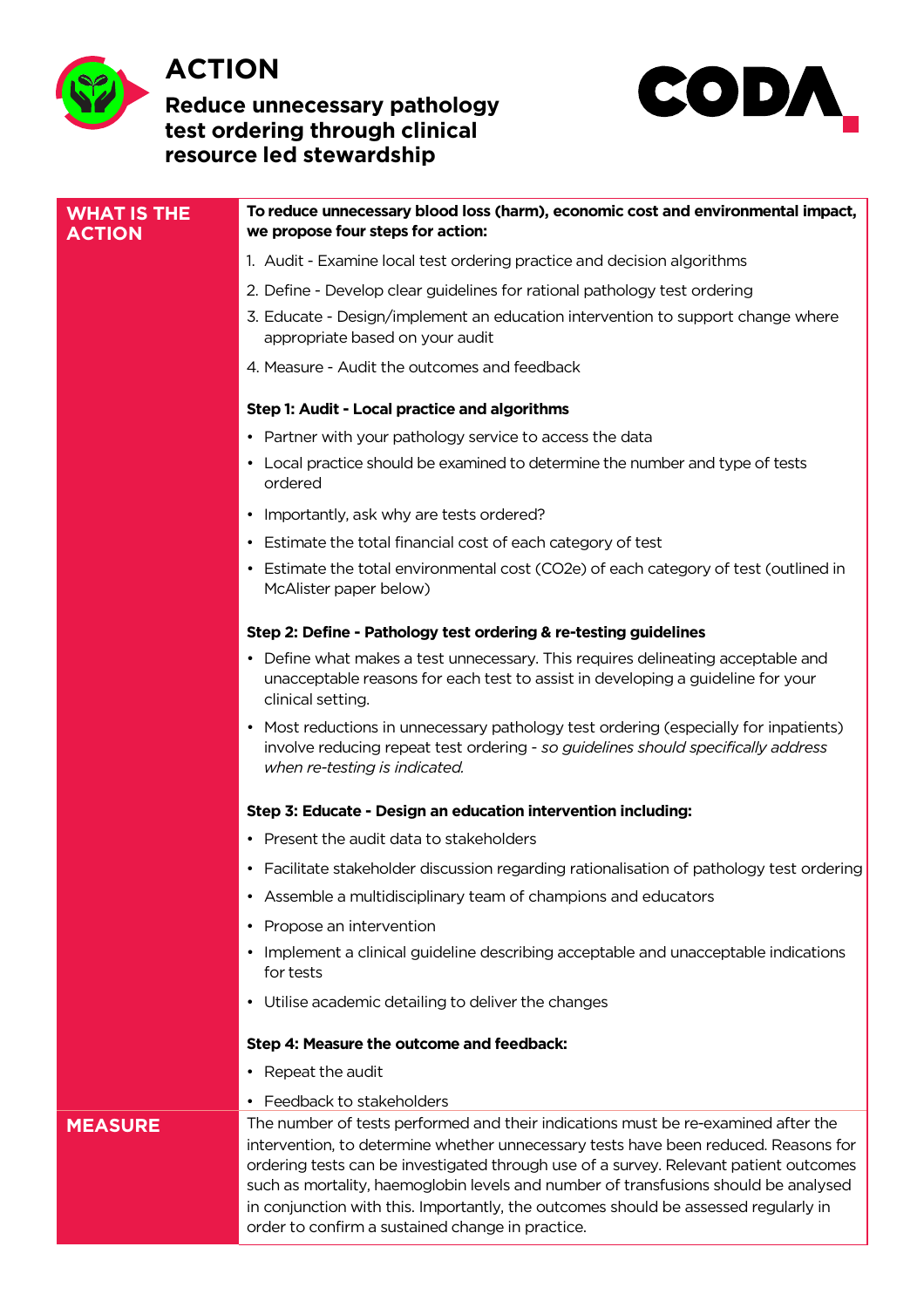# ACTION

## Reduce unnecessary pathology test ordering through clinical resource led stewardship

CODA

## WHAT IS THE ACTION

**To reduce unnecessary blood loss (harm), economic cost and environmental impact, we propose four steps for action:**

1. Audit - Examine local test ordering practice and decision algorithms
2. Define - Develop clear guidelines for rational pathology test ordering
3. Educate - Design/implement an education intervention to support change where appropriate based on your audit
4. Measure - Audit the outcomes and feedback

**Step 1: Audit - Local practice and algorithms**

- Partner with your pathology service to access the data
- Local practice should be examined to determine the number and type of tests ordered
- Importantly, ask why are tests ordered?
- Estimate the total financial cost of each category of test
- Estimate the total environmental cost ($CO_2e$) of each category of test (outlined in McAlister paper below)

**Step 2: Define - Pathology test ordering & re-testing guidelines**

- Define what makes a test unnecessary. This requires delineating acceptable and unacceptable reasons for each test to assist in developing a guideline for your clinical setting.
- Most reductions in unnecessary pathology test ordering (especially for inpatients) involve reducing repeat test ordering - *so guidelines should specifically address when re-testing is indicated.*

**Step 3: Educate - Design an education intervention including:**

- Present the audit data to stakeholders
- Facilitate stakeholder discussion regarding rationalisation of pathology test ordering
- Assemble a multidisciplinary team of champions and educators
- Propose an intervention
- Implement a clinical guideline describing acceptable and unacceptable indications for tests
- Utilise academic detailing to deliver the changes

**Step 4: Measure the outcome and feedback:**

- Repeat the audit
- Feedback to stakeholders

## MEASURE

The number of tests performed and their indications must be re-examined after the intervention, to determine whether unnecessary tests have been reduced. Reasons for ordering tests can be investigated through use of a survey. Relevant patient outcomes such as mortality, haemoglobin levels and number of transfusions should be analysed in conjunction with this. Importantly, the outcomes should be assessed regularly in order to confirm a sustained change in practice.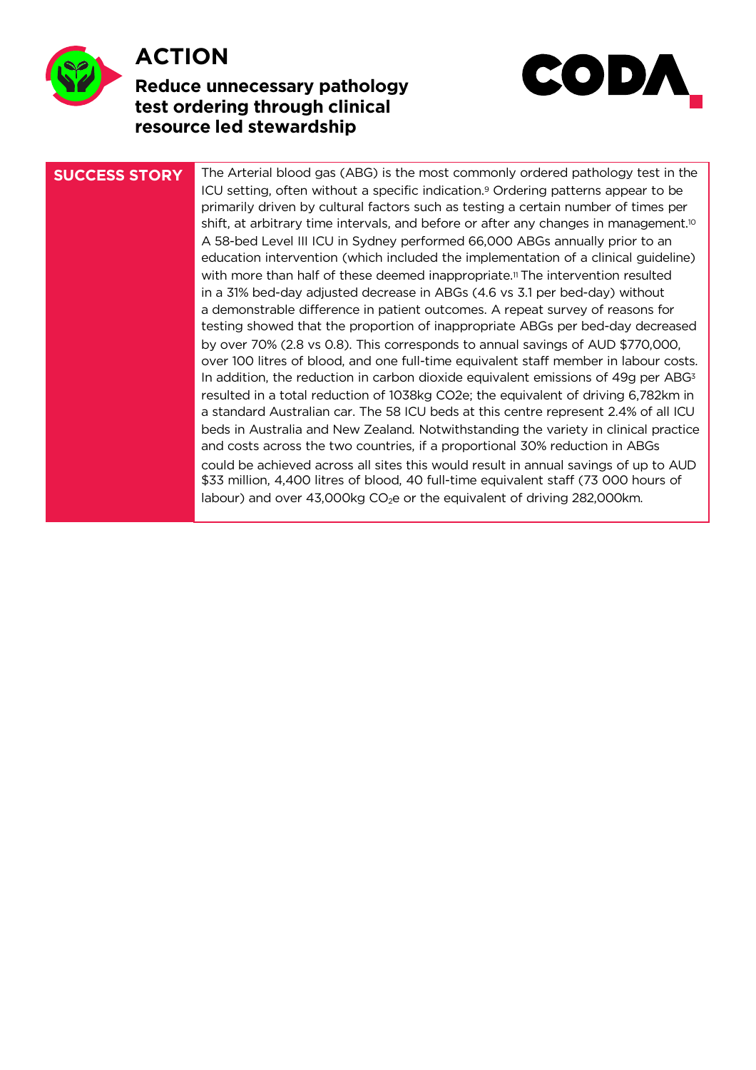# ACTION

## Reduce unnecessary pathology test ordering through clinical resource led stewardship

**SUCCESS STORY**

The Arterial blood gas (ABG) is the most commonly ordered pathology test in the ICU setting, often without a specific indication.[9] Ordering patterns appear to be primarily driven by cultural factors such as testing a certain number of times per shift, at arbitrary time intervals, and before or after any changes in management.[10] A 58-bed Level III ICU in Sydney performed 66,000 ABGs annually prior to an education intervention (which included the implementation of a clinical guideline) with more than half of these deemed inappropriate.[11] The intervention resulted in a 31% bed-day adjusted decrease in ABGs (4.6 vs 3.1 per bed-day) without a demonstrable difference in patient outcomes. A repeat survey of reasons for testing showed that the proportion of inappropriate ABGs per bed-day decreased by over 70% (2.8 vs 0.8). This corresponds to annual savings of AUD $770,000, over 100 litres of blood, and one full-time equivalent staff member in labour costs. In addition, the reduction in carbon dioxide equivalent emissions of 49g per ABG[3] resulted in a total reduction of 1038kg CO2e; the equivalent of driving 6,782km in a standard Australian car. The 58 ICU beds at this centre represent 2.4% of all ICU beds in Australia and New Zealand. Notwithstanding the variety in clinical practice and costs across the two countries, if a proportional 30% reduction in ABGs could be achieved across all sites this would result in annual savings of up to AUD $33 million, 4,400 litres of blood, 40 full-time equivalent staff (73 000 hours of labour) and over 43,000kg $CO_2e$ or the equivalent of driving 282,000km.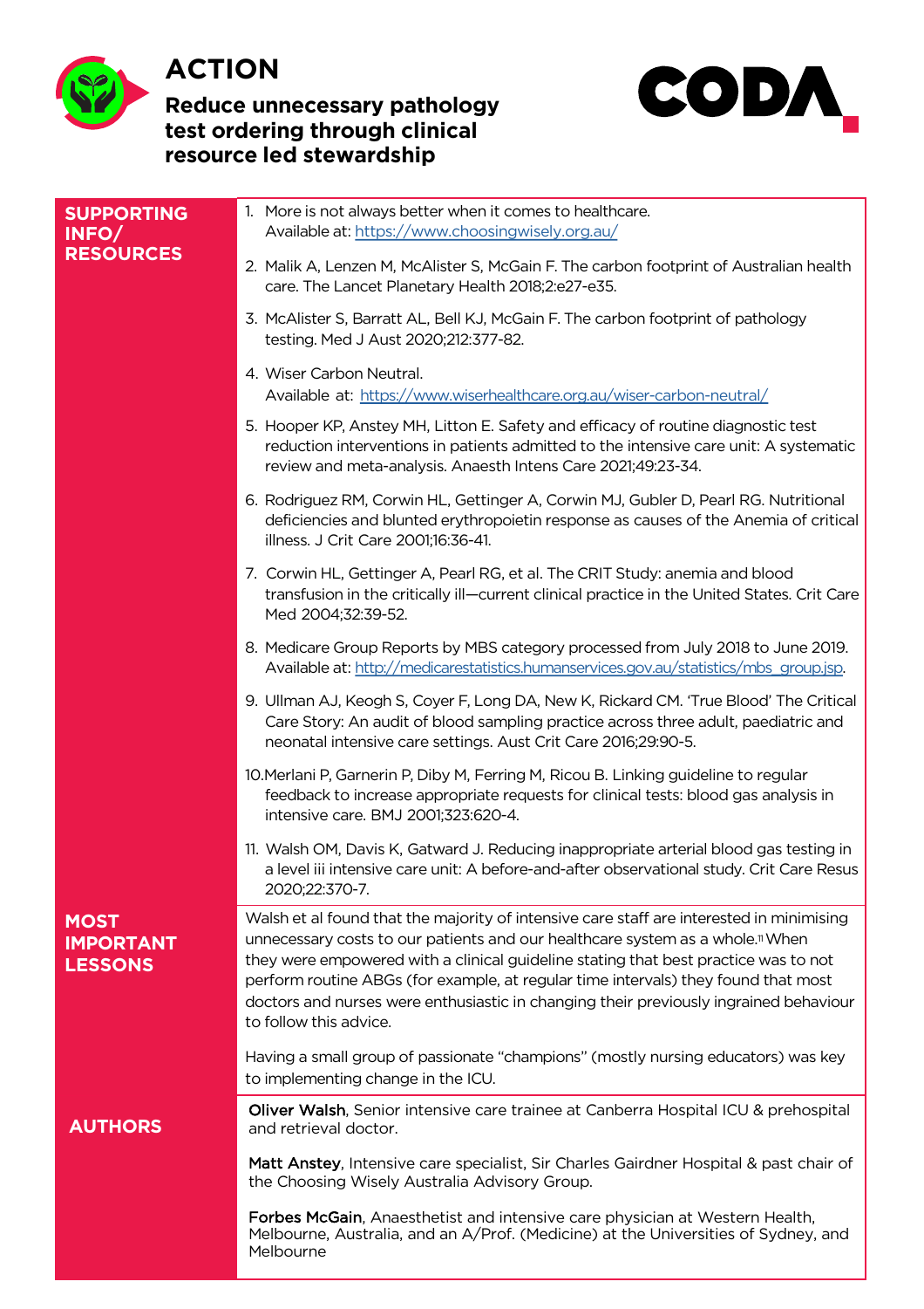# ACTION

**Reduce unnecessary pathology test ordering through clinical resource led stewardship**

CODA

## SUPPORTING INFO/ RESOURCES

1. More is not always better when it comes to healthcare.
   Available at: https://www.choosingwisely.org.au/
2. Malik A, Lenzen M, McAlister S, McGain F. The carbon footprint of Australian health care. The Lancet Planetary Health 2018;2:e27-e35.
3. McAlister S, Barratt AL, Bell KJ, McGain F. The carbon footprint of pathology testing. Med J Aust 2020;212:377-82.
4. Wiser Carbon Neutral.
   Available at: https://www.wiserhealthcare.org.au/wiser-carbon-neutral/
5. Hooper KP, Anstey MH, Litton E. Safety and efficacy of routine diagnostic test reduction interventions in patients admitted to the intensive care unit: A systematic review and meta-analysis. Anaesth Intens Care 2021;49:23-34.
6. Rodriguez RM, Corwin HL, Gettinger A, Corwin MJ, Gubler D, Pearl RG. Nutritional deficiencies and blunted erythropoietin response as causes of the Anemia of critical illness. J Crit Care 2001;16:36-41.
7. Corwin HL, Gettinger A, Pearl RG, et al. The CRIT Study: anemia and blood transfusion in the critically ill—current clinical practice in the United States. Crit Care Med 2004;32:39-52.
8. Medicare Group Reports by MBS category processed from July 2018 to June 2019.
   Available at: http://medicarestatistics.humanservices.gov.au/statistics/mbs_group.jsp.
9. Ullman AJ, Keogh S, Coyer F, Long DA, New K, Rickard CM. 'True Blood' The Critical Care Story: An audit of blood sampling practice across three adult, paediatric and neonatal intensive care settings. Aust Crit Care 2016;29:90-5.
10. Merlani P, Garnerin P, Diby M, Ferring M, Ricou B. Linking guideline to regular feedback to increase appropriate requests for clinical tests: blood gas analysis in intensive care. BMJ 2001;323:620-4.
11. Walsh OM, Davis K, Gatward J. Reducing inappropriate arterial blood gas testing in a level iii intensive care unit: A before-and-after observational study. Crit Care Resus 2020;22:370-7.

## MOST IMPORTANT LESSONS

Walsh et al found that the majority of intensive care staff are interested in minimising unnecessary costs to our patients and our healthcare system as a whole.[11] When they were empowered with a clinical guideline stating that best practice was to not perform routine ABGs (for example, at regular time intervals) they found that most doctors and nurses were enthusiastic in changing their previously ingrained behaviour to follow this advice.

Having a small group of passionate "champions" (mostly nursing educators) was key to implementing change in the ICU.

## AUTHORS

**Oliver Walsh**, Senior intensive care trainee at Canberra Hospital ICU & prehospital and retrieval doctor.

**Matt Anstey**, Intensive care specialist, Sir Charles Gairdner Hospital & past chair of the Choosing Wisely Australia Advisory Group.

**Forbes McGain**, Anaesthetist and intensive care physician at Western Health, Melbourne, Australia, and an A/Prof. (Medicine) at the Universities of Sydney, and Melbourne